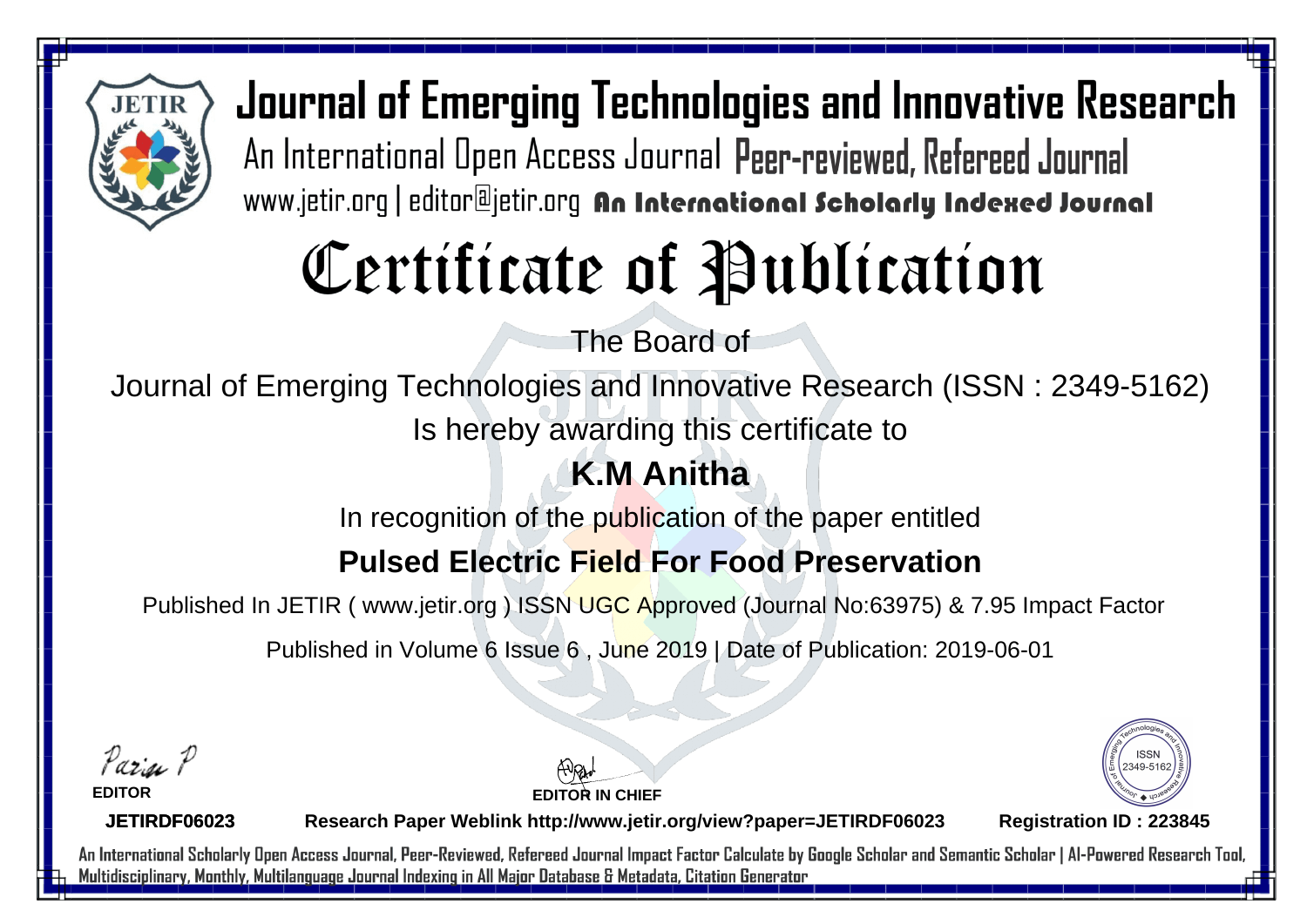# Journal of Emerging Technologies and Innovative Research

An International Open Access Journal Peer-reviewed, Refereed Journal

www.jetir.org | editor@jetir.org An International Scholarly Indexed Journal

# Certificate of Publication

The Board of

Journal of Emerging Technologies and Innovative Research (ISSN : 2349-5162)

Is hereby awarding this certificate to

## K.M Anitha

In recognition of the publication of the paper entitled

## Pulsed Electric Field For Food Preservation

Published In JETIR ( www.jetir.org ) ISSN UGC Approved (Journal No:63975) & 7.95 Impact Factor

Published in Volume 6 Issue 6 , June 2019 | Date of Publication: 2019-06-01

**EDITOR**

**EDITOR IN CHIEF**

ISSN 2349-5162

**JETIRDF06023** **Research Paper Weblink http://www.jetir.org/view?paper=JETIRDF06023** **Registration ID : 223845**

An International Scholarly Open Access Journal, Peer-Reviewed, Refereed Journal Impact Factor Calculate by Google Scholar and Semantic Scholar | AI-Powered Research Tool, Multidisciplinary, Monthly, Multilanguage Journal Indexing in All Major Database & Metadata, Citation Generator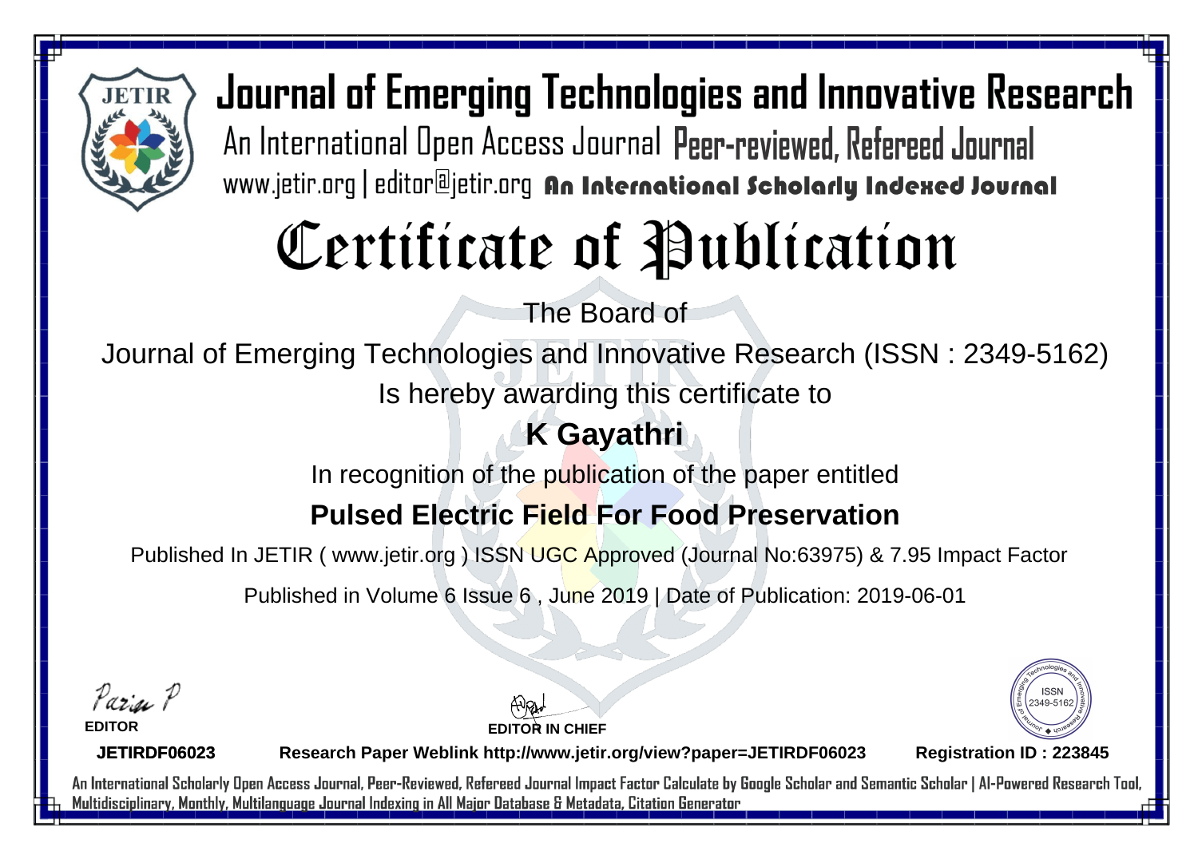# Journal of Emerging Technologies and Innovative Research

An International Open Access Journal Peer-reviewed, Refereed Journal

www.jetir.org | editor@jetir.org **An International Scholarly Indexed Journal**

# Certificate of Publication

The Board of

Journal of Emerging Technologies and Innovative Research (ISSN : 2349-5162)

Is hereby awarding this certificate to

## K Gayathri

In recognition of the publication of the paper entitled

## Pulsed Electric Field For Food Preservation

Published In JETIR ( www.jetir.org ) ISSN UGC Approved (Journal No:63975) & 7.95 Impact Factor

Published in Volume 6 Issue 6 , June 2019 | Date of Publication: 2019-06-01

**EDITOR**

**EDITOR IN CHIEF**

**JETIRDF06023** **Research Paper Weblink http://www.jetir.org/view?paper=JETIRDF06023** **Registration ID : 223845**

An International Scholarly Open Access Journal, Peer-Reviewed, Refereed Journal Impact Factor Calculate by Google Scholar and Semantic Scholar | AI-Powered Research Tool, Multidisciplinary, Monthly, Multilanguage Journal Indexing in All Major Database & Metadata, Citation Generator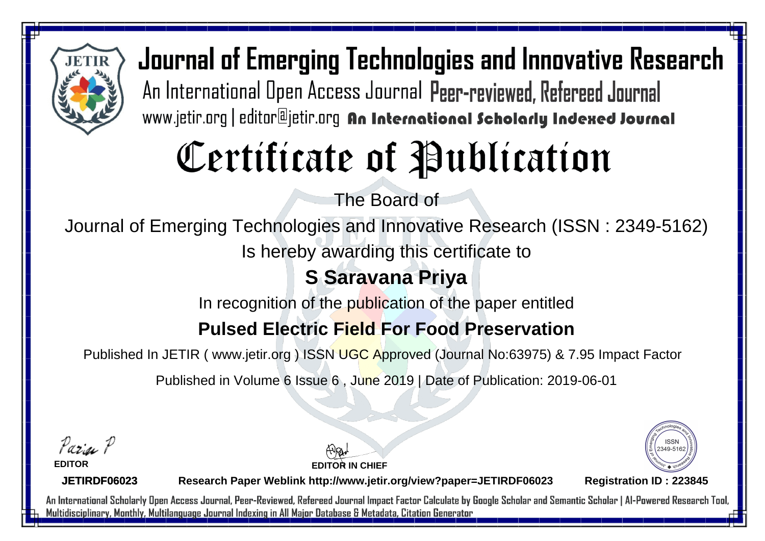# Journal of Emerging Technologies and Innovative Research

An International Open Access Journal Peer-reviewed, Refereed Journal

www.jetir.org | editor@jetir.org **An International Scholarly Indexed Journal**

# Certificate of Publication

The Board of

Journal of Emerging Technologies and Innovative Research (ISSN : 2349-5162)

Is hereby awarding this certificate to

## S Saravana Priya

In recognition of the publication of the paper entitled

## Pulsed Electric Field For Food Preservation

Published In JETIR ( www.jetir.org ) ISSN UGC Approved (Journal No:63975) & 7.95 Impact Factor

Published in Volume 6 Issue 6 , June 2019 | Date of Publication: 2019-06-01

**EDITOR**

**EDITOR IN CHIEF**

ISSN 2349-5162

**JETIRDF06023** **Research Paper Weblink http://www.jetir.org/view?paper=JETIRDF06023** **Registration ID : 223845**

An International Scholarly Open Access Journal, Peer-Reviewed, Refereed Journal Impact Factor Calculate by Google Scholar and Semantic Scholar | AI-Powered Research Tool, Multidisciplinary, Monthly, Multilanguage Journal Indexing in All Major Database & Metadata, Citation Generator